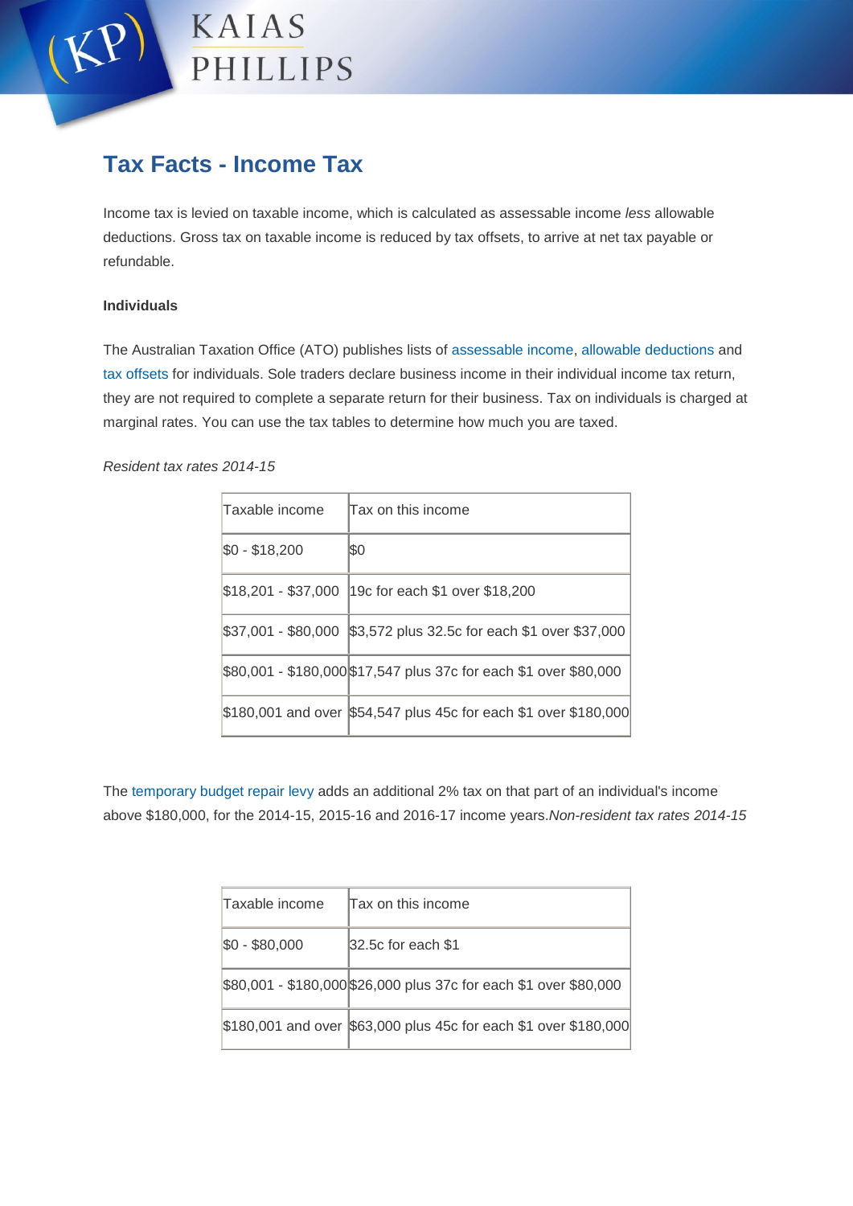# Tax Facts - Income Tax

Income tax is levied on taxable income, which is calculated as assessable income *less* allowable deductions. Gross tax on taxable income is reduced by tax offsets, to arrive at net tax payable or refundable.

**Individuals**

The Australian Taxation Office (ATO) publishes lists of assessable income, allowable deductions and tax offsets for individuals. Sole traders declare business income in their individual income tax return, they are not required to complete a separate return for their business. Tax on individuals is charged at marginal rates. You can use the tax tables to determine how much you are taxed.

*Resident tax rates 2014-15*

| Taxable income | Tax on this income |
|---|---|
| $0 - $18,200 | $0 |
| $18,201 - $37,000 | 19c for each $1 over $18,200 |
| $37,001 - $80,000 | $3,572 plus 32.5c for each $1 over $37,000 |
| $80,001 - $180,000 | $17,547 plus 37c for each $1 over $80,000 |
| $180,001 and over | $54,547 plus 45c for each $1 over $180,000 |

The temporary budget repair levy adds an additional 2% tax on that part of an individual's income above $180,000, for the 2014-15, 2015-16 and 2016-17 income years.

*Non-resident tax rates 2014-15*

| Taxable income | Tax on this income |
|---|---|
| $0 - $80,000 | 32.5c for each $1 |
| $80,001 - $180,000 | $26,000 plus 37c for each $1 over $80,000 |
| $180,001 and over | $63,000 plus 45c for each $1 over $180,000 |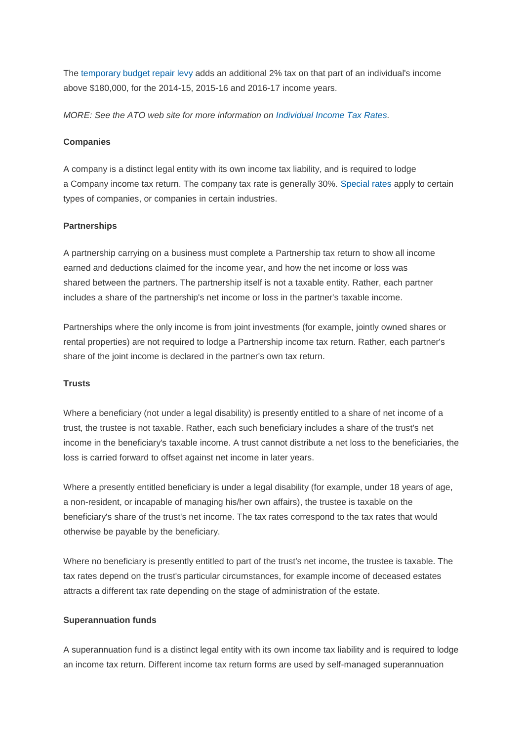The temporary budget repair levy adds an additional 2% tax on that part of an individual's income above $180,000, for the 2014-15, 2015-16 and 2016-17 income years.

*MORE: See the ATO web site for more information on Individual Income Tax Rates.*

**Companies**

A company is a distinct legal entity with its own income tax liability, and is required to lodge a Company income tax return. The company tax rate is generally 30%. Special rates apply to certain types of companies, or companies in certain industries.

**Partnerships**

A partnership carrying on a business must complete a Partnership tax return to show all income earned and deductions claimed for the income year, and how the net income or loss was shared between the partners. The partnership itself is not a taxable entity. Rather, each partner includes a share of the partnership's net income or loss in the partner's taxable income.

Partnerships where the only income is from joint investments (for example, jointly owned shares or rental properties) are not required to lodge a Partnership income tax return. Rather, each partner's share of the joint income is declared in the partner's own tax return.

**Trusts**

Where a beneficiary (not under a legal disability) is presently entitled to a share of net income of a trust, the trustee is not taxable. Rather, each such beneficiary includes a share of the trust's net income in the beneficiary's taxable income. A trust cannot distribute a net loss to the beneficiaries, the loss is carried forward to offset against net income in later years.

Where a presently entitled beneficiary is under a legal disability (for example, under 18 years of age, a non-resident, or incapable of managing his/her own affairs), the trustee is taxable on the beneficiary's share of the trust's net income. The tax rates correspond to the tax rates that would otherwise be payable by the beneficiary.

Where no beneficiary is presently entitled to part of the trust's net income, the trustee is taxable. The tax rates depend on the trust's particular circumstances, for example income of deceased estates attracts a different tax rate depending on the stage of administration of the estate.

**Superannuation funds**

A superannuation fund is a distinct legal entity with its own income tax liability and is required to lodge an income tax return. Different income tax return forms are used by self-managed superannuation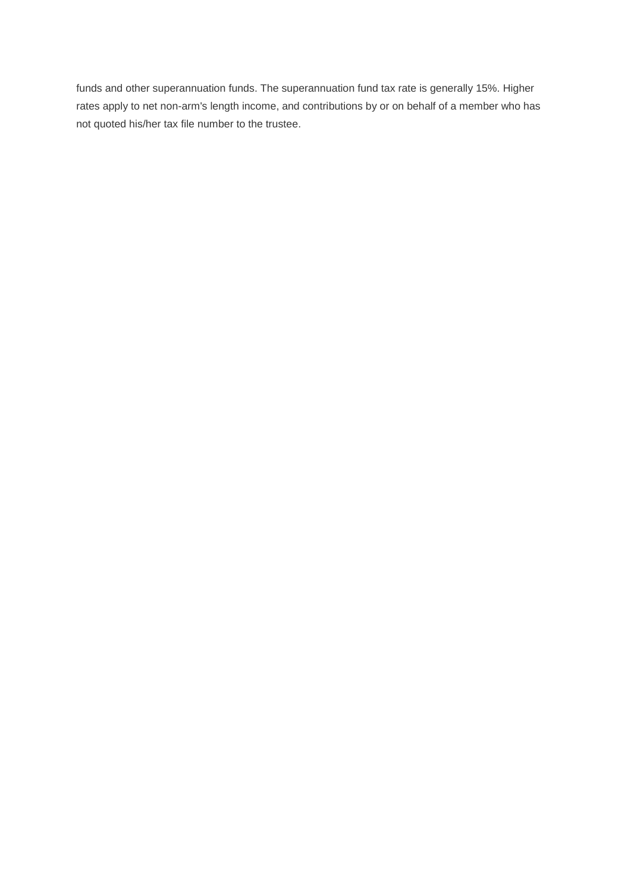funds and other superannuation funds. The superannuation fund tax rate is generally 15%. Higher rates apply to net non-arm's length income, and contributions by or on behalf of a member who has not quoted his/her tax file number to the trustee.